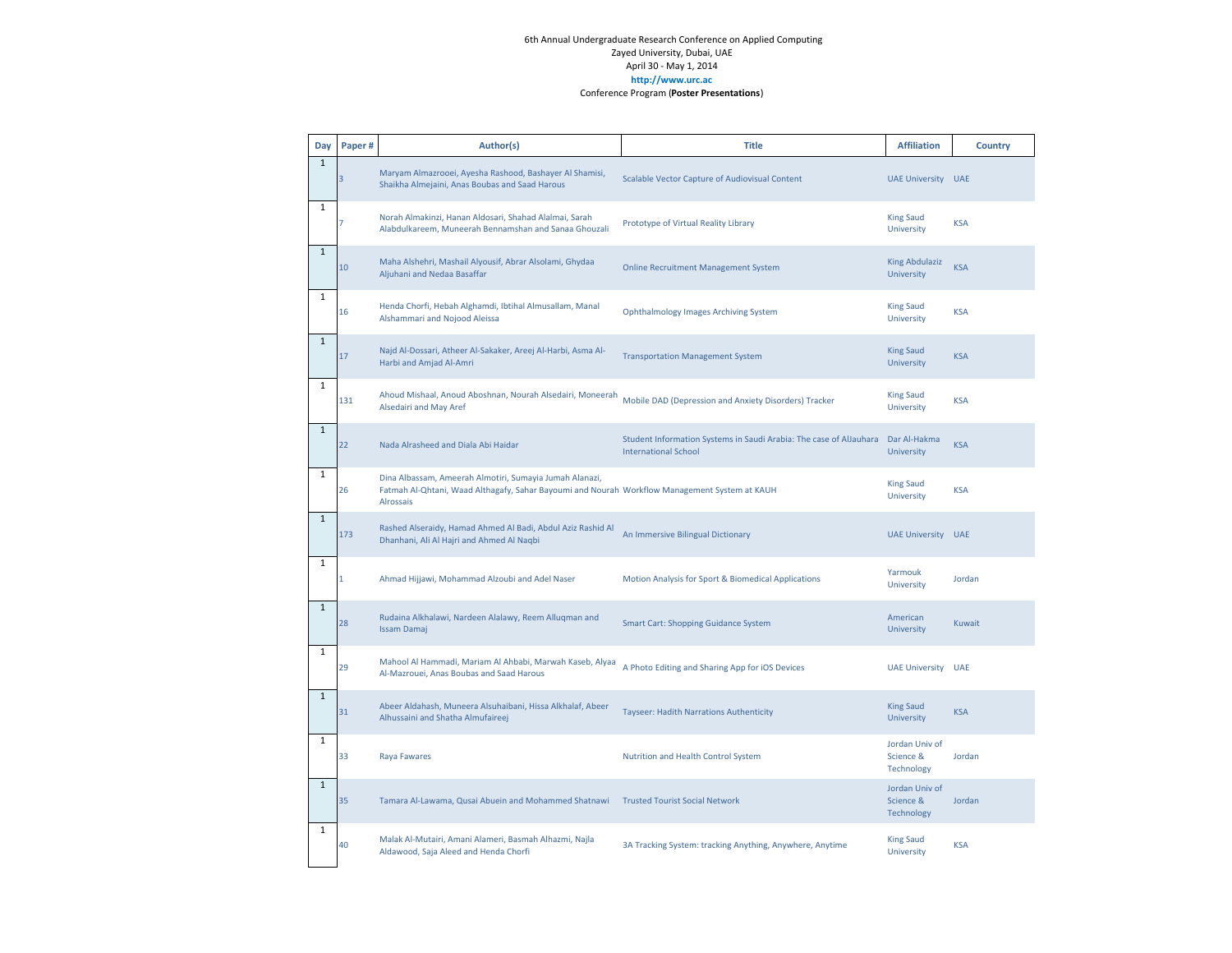6th Annual Undergraduate Research Conference on Applied Computing
Zayed University, Dubai, UAE
April 30 - May 1, 2014
**http://www.urc.ac**
Conference Program (**Poster Presentations**)

| Day | Paper # | Author(s) | Title | Affiliation | Country |
|---|---|---|---|---|---|
| 1 | 3 | Maryam Almazrooei, Ayesha Rashood, Bashayer Al Shamisi, Shaikha Almejaini, Anas Boubas and Saad Harous | Scalable Vector Capture of Audiovisual Content | UAE University | UAE |
| 1 | 7 | Norah Almakinzi, Hanan Aldosari, Shahad Alalmai, Sarah Alabdulkareem, Muneerah Bennamshan and Sanaa Ghouzali | Prototype of Virtual Reality Library | King Saud University | KSA |
| 1 | 10 | Maha Alshehri, Mashail Alyousif, Abrar Alsolami, Ghydaa Aljuhani and Nedaa Basaffar | Online Recruitment Management System | King Abdulaziz University | KSA |
| 1 | 16 | Henda Chorfi, Hebah Alghamdi, Ibtihal Almusallam, Manal Alshammari and Nojood Aleissa | Ophthalmology Images Archiving System | King Saud University | KSA |
| 1 | 17 | Najd Al-Dossari, Atheer Al-Sakaker, Areej Al-Harbi, Asma Al-Harbi and Amjad Al-Amri | Transportation Management System | King Saud University | KSA |
| 1 | 131 | Ahoud Mishaal, Anoud Aboshnan, Nourah Alsedairi, Moneerah Alsedairi and May Aref | Mobile DAD (Depression and Anxiety Disorders) Tracker | King Saud University | KSA |
| 1 | 22 | Nada Alrasheed and Diala Abi Haidar | Student Information Systems in Saudi Arabia: The case of AlJauhara International School | Dar Al-Hakma University | KSA |
| 1 | 26 | Dina Albassam, Ameerah Almotiri, Sumayia Jumah Alanazi, Fatmah Al-Qhtani, Waad Althagafy, Sahar Bayoumi and Nourah Alrossais | Workflow Management System at KAUH | King Saud University | KSA |
| 1 | 173 | Rashed Alseraidy, Hamad Ahmed Al Badi, Abdul Aziz Rashid Al Dhanhani, Ali Al Hajri and Ahmed Al Naqbi | An Immersive Bilingual Dictionary | UAE University | UAE |
| 1 | 1 | Ahmad Hijjawi, Mohammad Alzoubi and Adel Naser | Motion Analysis for Sport & Biomedical Applications | Yarmouk University | Jordan |
| 1 | 28 | Rudaina Alkhalawi, Nardeen Alalawy, Reem Alluqman and Issam Damaj | Smart Cart: Shopping Guidance System | American University | Kuwait |
| 1 | 29 | Mahool Al Hammadi, Mariam Al Ahbabi, Marwah Kaseb, Alyaa Al-Mazrouei, Anas Boubas and Saad Harous | A Photo Editing and Sharing App for iOS Devices | UAE University | UAE |
| 1 | 31 | Abeer Aldahash, Muneera Alsuhaibani, Hissa Alkhalaf, Abeer Alhussaini and Shatha Almufaireej | Tayseer: Hadith Narrations Authenticity | King Saud University | KSA |
| 1 | 33 | Raya Fawares | Nutrition and Health Control System | Jordan Univ of Science & Technology | Jordan |
| 1 | 35 | Tamara Al-Lawama, Qusai Abuein and Mohammed Shatnawi | Trusted Tourist Social Network | Jordan Univ of Science & Technology | Jordan |
| 1 | 40 | Malak Al-Mutairi, Amani Alameri, Basmah Alhazmi, Najla Aldawood, Saja Aleed and Henda Chorfi | 3A Tracking System: tracking Anything, Anywhere, Anytime | King Saud University | KSA |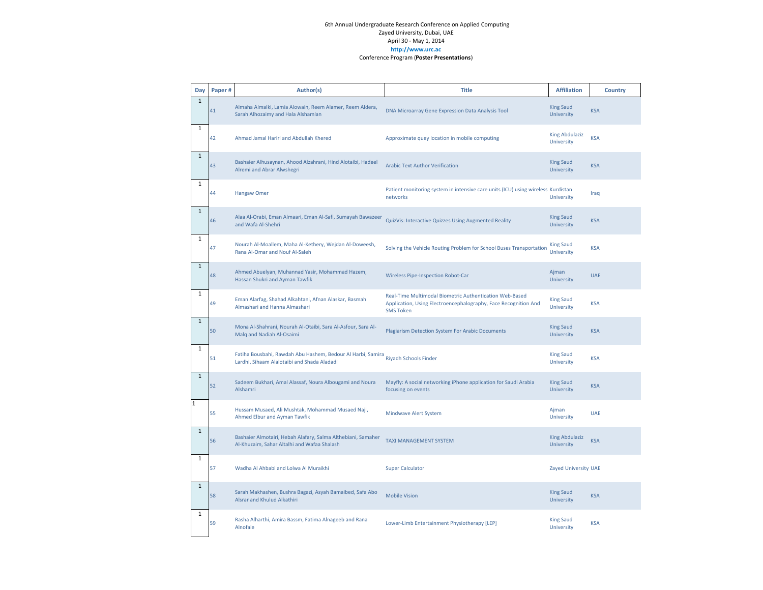6th Annual Undergraduate Research Conference on Applied Computing
Zayed University, Dubai, UAE
April 30 - May 1, 2014
**http://www.urc.ac**
Conference Program (**Poster Presentations**)

| Day | Paper # | Author(s) | Title | Affiliation | Country |
|---|---|---|---|---|---|
| 1 | 41 | Almaha Almalki, Lamia Alowain, Reem Alamer, Reem Aldera, Sarah Alhozaimy and Hala Alshamlan | DNA Microarray Gene Expression Data Analysis Tool | King Saud University | KSA |
| 1 | 42 | Ahmad Jamal Hariri and Abdullah Khered | Approximate quey location in mobile computing | King Abdulaziz University | KSA |
| 1 | 43 | Bashaier Alhusaynan, Ahood Alzahrani, Hind Alotaibi, Hadeel Alremi and Abrar Alwshegri | Arabic Text Author Verification | King Saud University | KSA |
| 1 | 44 | Hangaw Omer | Patient monitoring system in intensive care units (ICU) using wireless networks | Kurdistan University | Iraq |
| 1 | 46 | Alaa Al-Orabi, Eman Almaari, Eman Al-Safi, Sumayah Bawazeer and Wafa Al-Shehri | QuizVis: Interactive Quizzes Using Augmented Reality | King Saud University | KSA |
| 1 | 47 | Nourah Al-Moallem, Maha Al-Kethery, Wejdan Al-Doweesh, Rana Al-Omar and Nouf Al-Saleh | Solving the Vehicle Routing Problem for School Buses Transportation | King Saud University | KSA |
| 1 | 48 | Ahmed Abuelyan, Muhannad Yasir, Mohammad Hazem, Hassan Shukri and Ayman Tawfik | Wireless Pipe-Inspection Robot-Car | Ajman University | UAE |
| 1 | 49 | Eman Alarfag, Shahad Alkahtani, Afnan Alaskar, Basmah Almashari and Hanna Almashari | Real-Time Multimodal Biometric Authentication Web-Based Application, Using Electroencephalography, Face Recognition And SMS Token | King Saud University | KSA |
| 1 | 50 | Mona Al-Shahrani, Nourah Al-Otaibi, Sara Al-Asfour, Sara Al-Malq and Nadiah Al-Osaimi | Plagiarism Detection System For Arabic Documents | King Saud University | KSA |
| 1 | 51 | Fatiha Bousbahi, Rawdah Abu Hashem, Bedour Al Harbi, Samira Lardhi, Sihaam Alalotaibi and Shada Aladadi | Riyadh Schools Finder | King Saud University | KSA |
| 1 | 52 | Sadeem Bukhari, Amal Alassaf, Noura Albougami and Noura Alshamri | Mayfly: A social networking iPhone application for Saudi Arabia focusing on events | King Saud University | KSA |
| 1 | 55 | Hussam Musaed, Ali Mushtak, Mohammad Musaed Naji, Ahmed Elbur and Ayman Tawfik | Mindwave Alert System | Ajman University | UAE |
| 1 | 56 | Bashaier Almotairi, Hebah Alafary, Salma Althebiani, Samaher Al-Khuzaim, Sahar Altalhi and Wafaa Shalash | TAXI MANAGEMENT SYSTEM | King Abdulaziz University | KSA |
| 1 | 57 | Wadha Al Ahbabi and Lolwa Al Muraikhi | Super Calculator | Zayed University | UAE |
| 1 | 58 | Sarah Makhashen, Bushra Bagazi, Asyah Bamaibed, Safa Abo Alsrar and Khulud Alkathiri | Mobile Vision | King Saud University | KSA |
| 1 | 59 | Rasha Alharthi, Amira Bassm, Fatima Alnageeb and Rana Alnofaie | Lower-Limb Entertainment Physiotherapy [LEP] | King Saud University | KSA |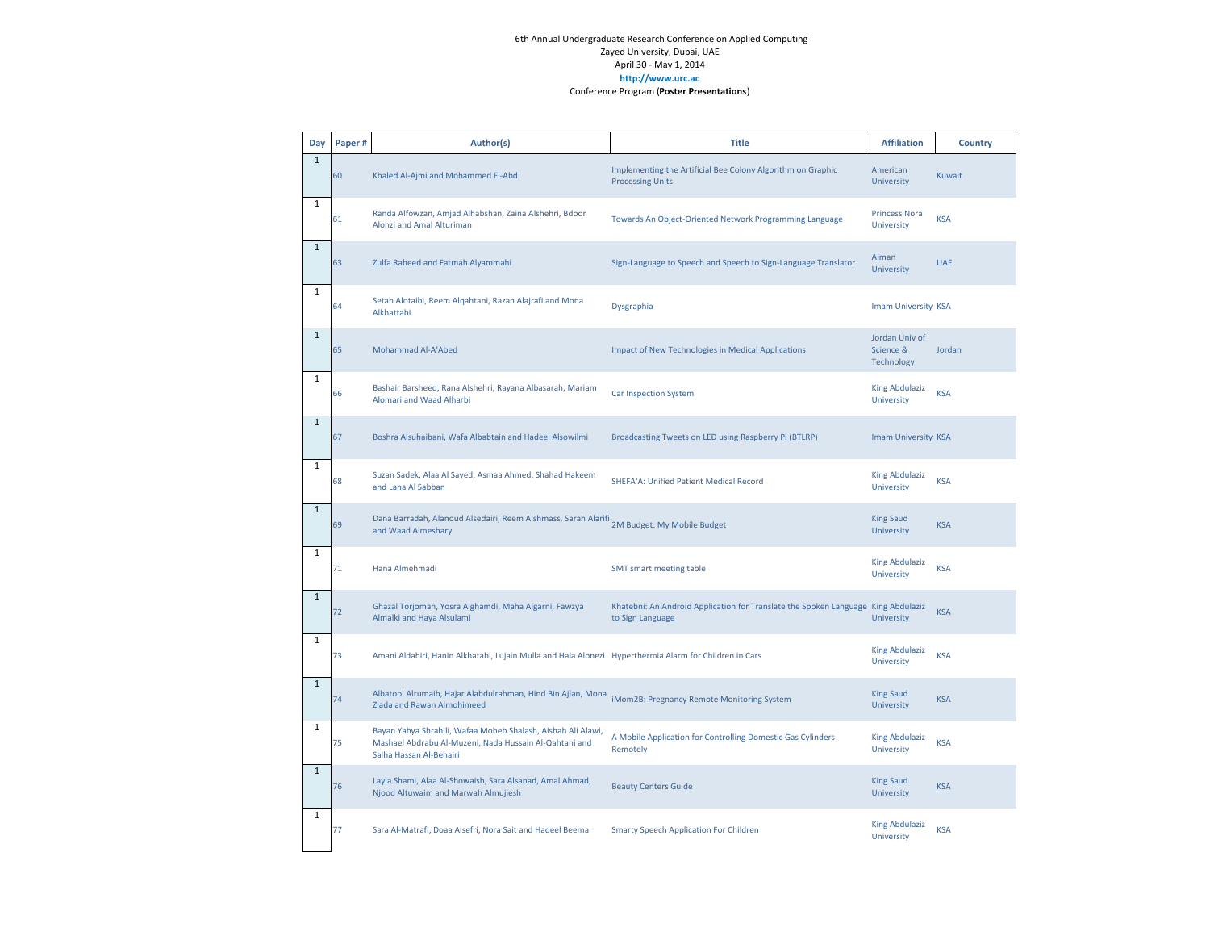6th Annual Undergraduate Research Conference on Applied Computing
Zayed University, Dubai, UAE
April 30 - May 1, 2014
**http://www.urc.ac**
Conference Program (**Poster Presentations**)

| Day | Paper # | Author(s) | Title | Affiliation | Country |
|---|---|---|---|---|---|
| 1 | 60 | Khaled Al-Ajmi and Mohammed El-Abd | Implementing the Artificial Bee Colony Algorithm on Graphic Processing Units | American University | Kuwait |
| 1 | 61 | Randa Alfowzan, Amjad Alhabshan, Zaina Alshehri, Bdoor Alonzi and Amal Alturiman | Towards An Object-Oriented Network Programming Language | Princess Nora University | KSA |
| 1 | 63 | Zulfa Raheed and Fatmah Alyammahi | Sign-Language to Speech and Speech to Sign-Language Translator | Ajman University | UAE |
| 1 | 64 | Setah Alotaibi, Reem Alqahtani, Razan Alajrafi and Mona Alkhattabi | Dysgraphia | Imam University | KSA |
| 1 | 65 | Mohammad Al-A'Abed | Impact of New Technologies in Medical Applications | Jordan Univ of Science & Technology | Jordan |
| 1 | 66 | Bashair Barsheed, Rana Alshehri, Rayana Albasarah, Mariam Alomari and Waad Alharbi | Car Inspection System | King Abdulaziz University | KSA |
| 1 | 67 | Boshra Alsuhaibani, Wafa Albabtain and Hadeel Alsowilmi | Broadcasting Tweets on LED using Raspberry Pi (BTLRP) | Imam University | KSA |
| 1 | 68 | Suzan Sadek, Alaa Al Sayed, Asmaa Ahmed, Shahad Hakeem and Lana Al Sabban | SHEFA'A: Unified Patient Medical Record | King Abdulaziz University | KSA |
| 1 | 69 | Dana Barradah, Alanoud Alsedairi, Reem Alshmass, Sarah Alarifi and Waad Almeshary | 2M Budget: My Mobile Budget | King Saud University | KSA |
| 1 | 71 | Hana Almehmadi | SMT smart meeting table | King Abdulaziz University | KSA |
| 1 | 72 | Ghazal Torjoman, Yosra Alghamdi, Maha Algarni, Fawzya Almalki and Haya Alsulami | Khatebni: An Android Application for Translate the Spoken Language to Sign Language | King Abdulaziz University | KSA |
| 1 | 73 | Amani Aldahiri, Hanin Alkhatabi, Lujain Mulla and Hala Alonezi | Hyperthermia Alarm for Children in Cars | King Abdulaziz University | KSA |
| 1 | 74 | Albatool Alrumaih, Hajar Alabdulrahman, Hind Bin Ajlan, Mona Ziada and Rawan Almohimeed | iMom2B: Pregnancy Remote Monitoring System | King Saud University | KSA |
| 1 | 75 | Bayan Yahya Shrahili, Wafaa Moheb Shalash, Aishah Ali Alawi, Mashael Abdrabu Al-Muzeni, Nada Hussain Al-Qahtani and Salha Hassan Al-Behairi | A Mobile Application for Controlling Domestic Gas Cylinders Remotely | King Abdulaziz University | KSA |
| 1 | 76 | Layla Shami, Alaa Al-Showaish, Sara Alsanad, Amal Ahmad, Njood Altuwaim and Marwah Almujiesh | Beauty Centers Guide | King Saud University | KSA |
| 1 | 77 | Sara Al-Matrafi, Doaa Alsefri, Nora Sait and Hadeel Beema | Smarty Speech Application For Children | King Abdulaziz University | KSA |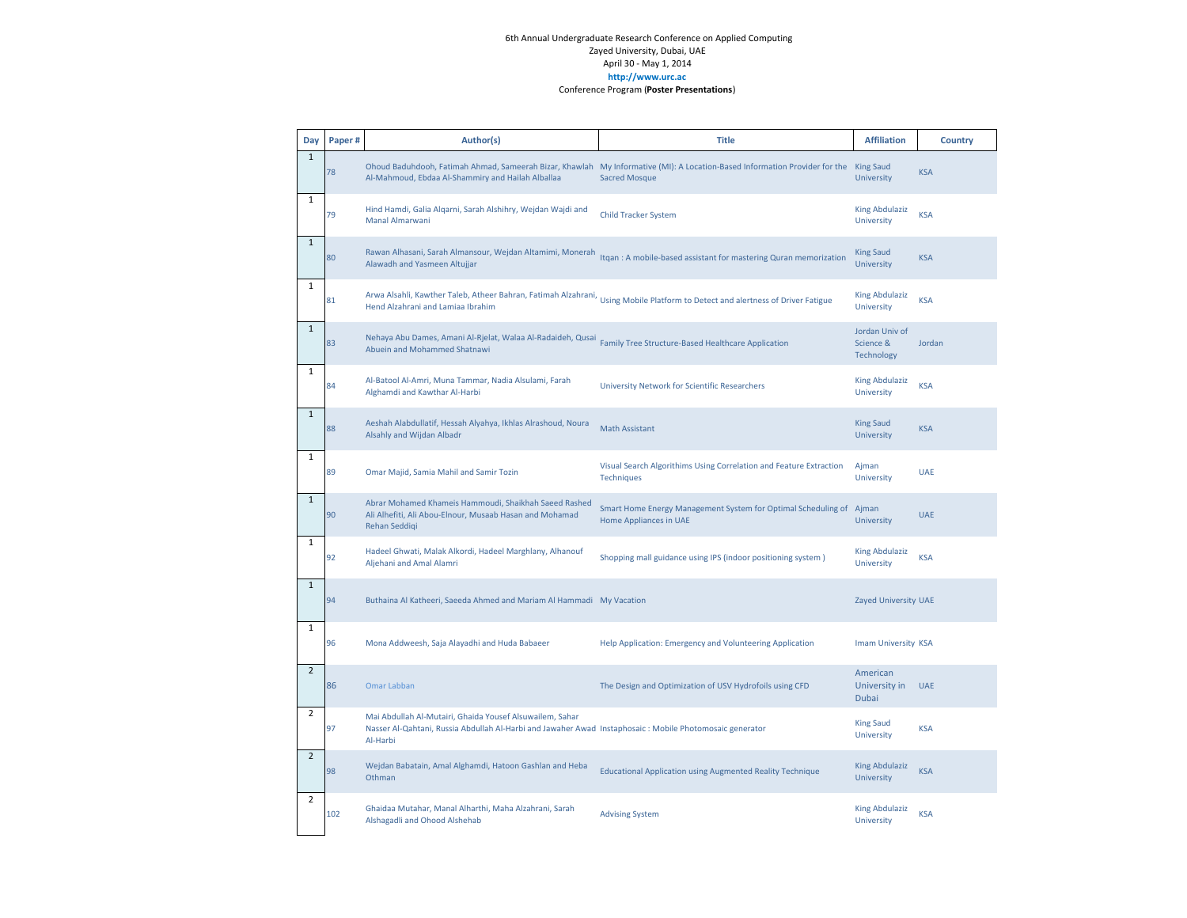6th Annual Undergraduate Research Conference on Applied Computing
Zayed University, Dubai, UAE
April 30 - May 1, 2014
**http://www.urc.ac**
Conference Program (**Poster Presentations**)

| Day | Paper # | Author(s) | Title | Affiliation | Country |
|---|---|---|---|---|---|
| 1 | 78 | Ohoud Baduhdooh, Fatimah Ahmad, Sameerah Bizar, Khawlah Al-Mahmoud, Ebdaa Al-Shammiry and Hailah Alballaa | My Informative (MI): A Location-Based Information Provider for the Sacred Mosque | King Saud University | KSA |
| 1 | 79 | Hind Hamdi, Galia Alqarni, Sarah Alshihry, Wejdan Wajdi and Manal Almarwani | Child Tracker System | King Abdulaziz University | KSA |
| 1 | 80 | Rawan Alhasani, Sarah Almansour, Wejdan Altamimi, Monerah Alawadh and Yasmeen Altujjar | Itqan : A mobile-based assistant for mastering Quran memorization | King Saud University | KSA |
| 1 | 81 | Arwa Alsahli, Kawther Taleb, Atheer Bahran, Fatimah Alzahrani, Hend Alzahrani and Lamiaa Ibrahim | Using Mobile Platform to Detect and alertness of Driver Fatigue | King Abdulaziz University | KSA |
| 1 | 83 | Nehaya Abu Dames, Amani Al-Rjelat, Walaa Al-Radaideh, Qusai Abuein and Mohammed Shatnawi | Family Tree Structure-Based Healthcare Application | Jordan Univ of Science & Technology | Jordan |
| 1 | 84 | Al-Batool Al-Amri, Muna Tammar, Nadia Alsulami, Farah Alghamdi and Kawthar Al-Harbi | University Network for Scientific Researchers | King Abdulaziz University | KSA |
| 1 | 88 | Aeshah Alabdullatif, Hessah Alyahya, Ikhlas Alrashoud, Noura Alsahly and Wijdan Albadr | Math Assistant | King Saud University | KSA |
| 1 | 89 | Omar Majid, Samia Mahil and Samir Tozin | Visual Search Algorithims Using Correlation and Feature Extraction Techniques | Ajman University | UAE |
| 1 | 90 | Abrar Mohamed Khameis Hammoudi, Shaikhah Saeed Rashed Ali Alhefiti, Ali Abou-Elnour, Musaab Hasan and Mohamad Rehan Seddiqi | Smart Home Energy Management System for Optimal Scheduling of Home Appliances in UAE | Ajman University | UAE |
| 1 | 92 | Hadeel Ghwati, Malak Alkordi, Hadeel Marghlany, Alhanouf Aljehani and Amal Alamri | Shopping mall guidance using IPS (indoor positioning system ) | King Abdulaziz University | KSA |
| 1 | 94 | Buthaina Al Katheeri, Saeeda Ahmed and Mariam Al Hammadi | My Vacation | Zayed University | UAE |
| 1 | 96 | Mona Addweesh, Saja Alayadhi and Huda Babaeer | Help Application: Emergency and Volunteering Application | Imam University | KSA |
| 2 | 86 | Omar Labban | The Design and Optimization of USV Hydrofoils using CFD | American University in Dubai | UAE |
| 2 | 97 | Mai Abdullah Al-Mutairi, Ghaida Yousef Alsuwailem, Sahar Nasser Al-Qahtani, Russia Abdullah Al-Harbi and Jawaher Awad Al-Harbi | Instaphosaic : Mobile Photomosaic generator | King Saud University | KSA |
| 2 | 98 | Wejdan Babatain, Amal Alghamdi, Hatoon Gashlan and Heba Othman | Educational Application using Augmented Reality Technique | King Abdulaziz University | KSA |
| 2 | 102 | Ghaidaa Mutahar, Manal Alharthi, Maha Alzahrani, Sarah Alshagadli and Ohood Alshehab | Advising System | King Abdulaziz University | KSA |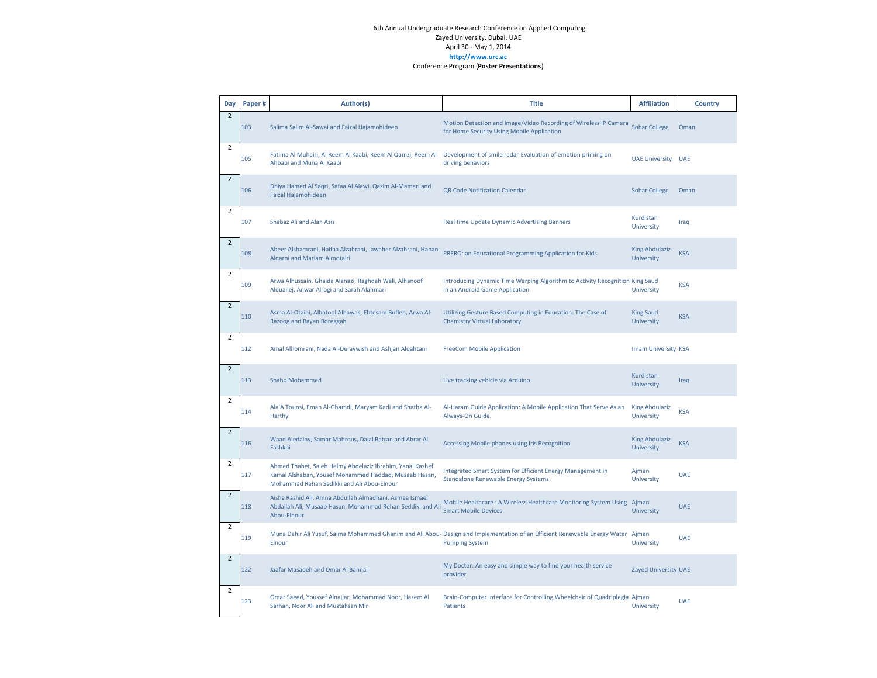6th Annual Undergraduate Research Conference on Applied Computing
Zayed University, Dubai, UAE
April 30 - May 1, 2014
**http://www.urc.ac**
Conference Program (**Poster Presentations**)

| Day | Paper # | Author(s) | Title | Affiliation | Country |
|---|---|---|---|---|---|
| 2 | 103 | Salima Salim Al-Sawai and Faizal Hajamohideen | Motion Detection and Image/Video Recording of Wireless IP Camera for Home Security Using Mobile Application | Sohar College | Oman |
| 2 | 105 | Fatima Al Muhairi, Al Reem Al Kaabi, Reem Al Qamzi, Reem Al Ahbabi and Muna Al Kaabi | Development of smile radar-Evaluation of emotion priming on driving behaviors | UAE University | UAE |
| 2 | 106 | Dhiya Hamed Al Saqri, Safaa Al Alawi, Qasim Al-Mamari and Faizal Hajamohideen | QR Code Notification Calendar | Sohar College | Oman |
| 2 | 107 | Shabaz Ali and Alan Aziz | Real time Update Dynamic Advertising Banners | Kurdistan University | Iraq |
| 2 | 108 | Abeer Alshamrani, Haifaa Alzahrani, Jawaher Alzahrani, Hanan Alqarni and Mariam Almotairi | PRERO: an Educational Programming Application for Kids | King Abdulaziz University | KSA |
| 2 | 109 | Arwa Alhussain, Ghaida Alanazi, Raghdah Wali, Alhanoof Alduailej, Anwar Alrogi and Sarah Alahmari | Introducing Dynamic Time Warping Algorithm to Activity Recognition in an Android Game Application | King Saud University | KSA |
| 2 | 110 | Asma Al-Otaibi, Albatool Alhawas, Ebtesam Bufleh, Arwa Al-Razoog and Bayan Boreggah | Utilizing Gesture Based Computing in Education: The Case of Chemistry Virtual Laboratory | King Saud University | KSA |
| 2 | 112 | Amal Alhomrani, Nada Al-Deraywish and Ashjan Alqahtani | FreeCom Mobile Application | Imam University | KSA |
| 2 | 113 | Shaho Mohammed | Live tracking vehicle via Arduino | Kurdistan University | Iraq |
| 2 | 114 | Ala'A Tounsi, Eman Al-Ghamdi, Maryam Kadi and Shatha Al-Harthy | Al-Haram Guide Application: A Mobile Application That Serve As an Always-On Guide. | King Abdulaziz University | KSA |
| 2 | 116 | Waad Aledainy, Samar Mahrous, Dalal Batran and Abrar Al Fashkhi | Accessing Mobile phones using Iris Recognition | King Abdulaziz University | KSA |
| 2 | 117 | Ahmed Thabet, Saleh Helmy Abdelaziz Ibrahim, Yanal Kashef Kamal Alshaban, Yousef Mohammed Haddad, Musaab Hasan, Mohammad Rehan Sedikki and Ali Abou-Elnour | Integrated Smart System for Efficient Energy Management in Standalone Renewable Energy Systems | Ajman University | UAE |
| 2 | 118 | Aisha Rashid Ali, Amna Abdullah Almadhani, Asmaa Ismael Abdallah Ali, Musaab Hasan, Mohammad Rehan Seddiki and Ali Abou-Elnour | Mobile Healthcare : A Wireless Healthcare Monitoring System Using Smart Mobile Devices | Ajman University | UAE |
| 2 | 119 | Muna Dahir Ali Yusuf, Salma Mohammed Ghanim and Ali Abou-Elnour | Design and Implementation of an Efficient Renewable Energy Water Pumping System | Ajman University | UAE |
| 2 | 122 | Jaafar Masadeh and Omar Al Bannai | My Doctor: An easy and simple way to find your health service provider | Zayed University | UAE |
| 2 | 123 | Omar Saeed, Youssef Alnajjar, Mohammad Noor, Hazem Al Sarhan, Noor Ali and Mustahsan Mir | Brain-Computer Interface for Controlling Wheelchair of Quadriplegia Patients | Ajman University | UAE |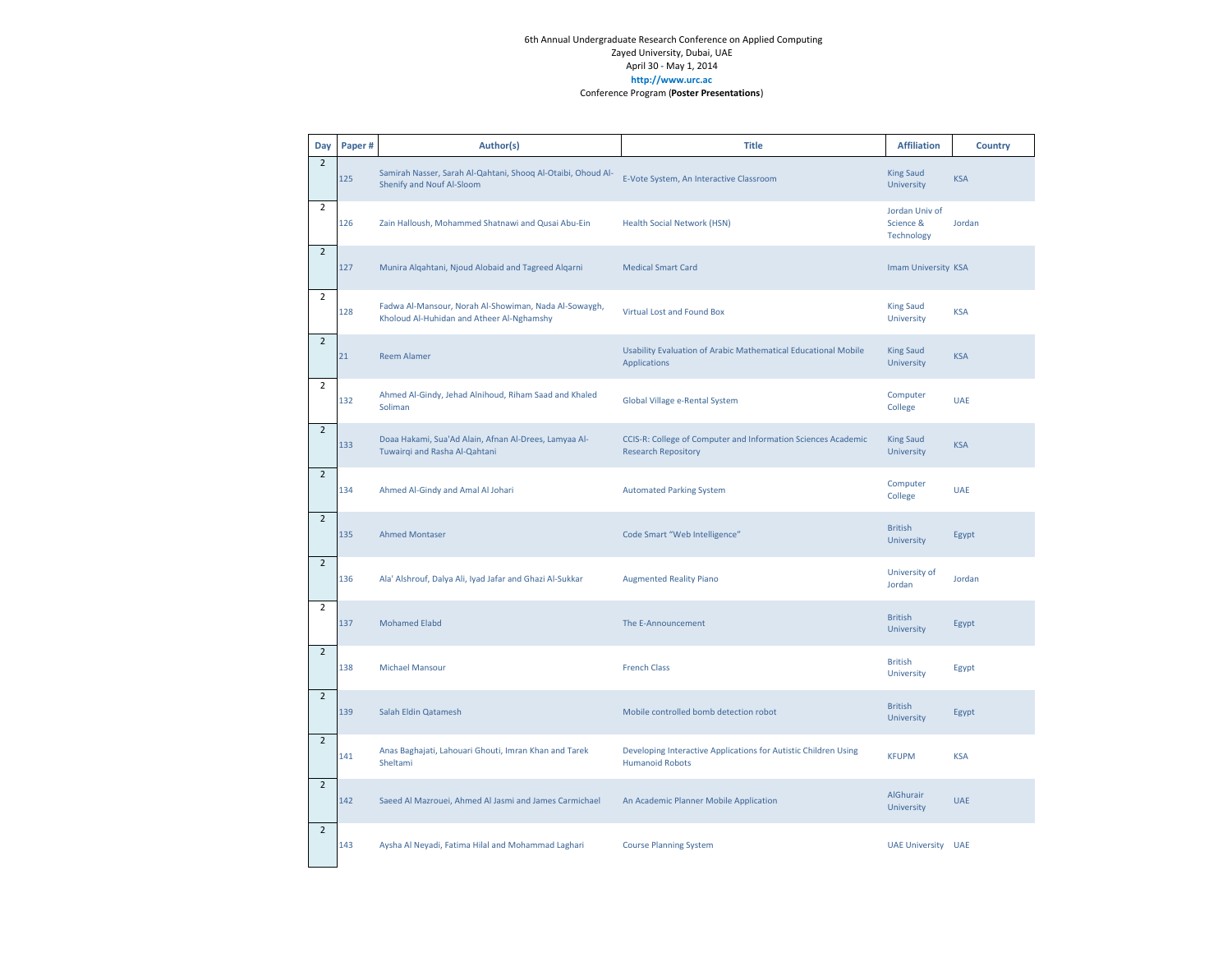6th Annual Undergraduate Research Conference on Applied Computing
Zayed University, Dubai, UAE
April 30 - May 1, 2014
**http://www.urc.ac**
Conference Program (**Poster Presentations**)

| Day | Paper # | Author(s) | Title | Affiliation | Country |
|---|---|---|---|---|---|
| 2 | 125 | Samirah Nasser, Sarah Al-Qahtani, Shooq Al-Otaibi, Ohoud Al-Shenify and Nouf Al-Sloom | E-Vote System, An Interactive Classroom | King Saud University | KSA |
| 2 | 126 | Zain Halloush, Mohammed Shatnawi and Qusai Abu-Ein | Health Social Network (HSN) | Jordan Univ of Science & Technology | Jordan |
| 2 | 127 | Munira Alqahtani, Njoud Alobaid and Tagreed Alqarni | Medical Smart Card | Imam University | KSA |
| 2 | 128 | Fadwa Al-Mansour, Norah Al-Showiman, Nada Al-Sowaygh, Kholoud Al-Huhidan and Atheer Al-Nghamshy | Virtual Lost and Found Box | King Saud University | KSA |
| 2 | 21 | Reem Alamer | Usability Evaluation of Arabic Mathematical Educational Mobile Applications | King Saud University | KSA |
| 2 | 132 | Ahmed Al-Gindy, Jehad Alnihoud, Riham Saad and Khaled Soliman | Global Village e-Rental System | Computer College | UAE |
| 2 | 133 | Doaa Hakami, Sua'Ad Alain, Afnan Al-Drees, Lamyaa Al-Tuwairqi and Rasha Al-Qahtani | CCIS-R: College of Computer and Information Sciences Academic Research Repository | King Saud University | KSA |
| 2 | 134 | Ahmed Al-Gindy and Amal Al Johari | Automated Parking System | Computer College | UAE |
| 2 | 135 | Ahmed Montaser | Code Smart "Web Intelligence" | British University | Egypt |
| 2 | 136 | Ala' Alshrouf, Dalya Ali, Iyad Jafar and Ghazi Al-Sukkar | Augmented Reality Piano | University of Jordan | Jordan |
| 2 | 137 | Mohamed Elabd | The E-Announcement | British University | Egypt |
| 2 | 138 | Michael Mansour | French Class | British University | Egypt |
| 2 | 139 | Salah Eldin Qatamesh | Mobile controlled bomb detection robot | British University | Egypt |
| 2 | 141 | Anas Baghajati, Lahouari Ghouti, Imran Khan and Tarek Sheltami | Developing Interactive Applications for Autistic Children Using Humanoid Robots | KFUPM | KSA |
| 2 | 142 | Saeed Al Mazrouei, Ahmed Al Jasmi and James Carmichael | An Academic Planner Mobile Application | AlGhurair University | UAE |
| 2 | 143 | Aysha Al Neyadi, Fatima Hilal and Mohammad Laghari | Course Planning System | UAE University | UAE |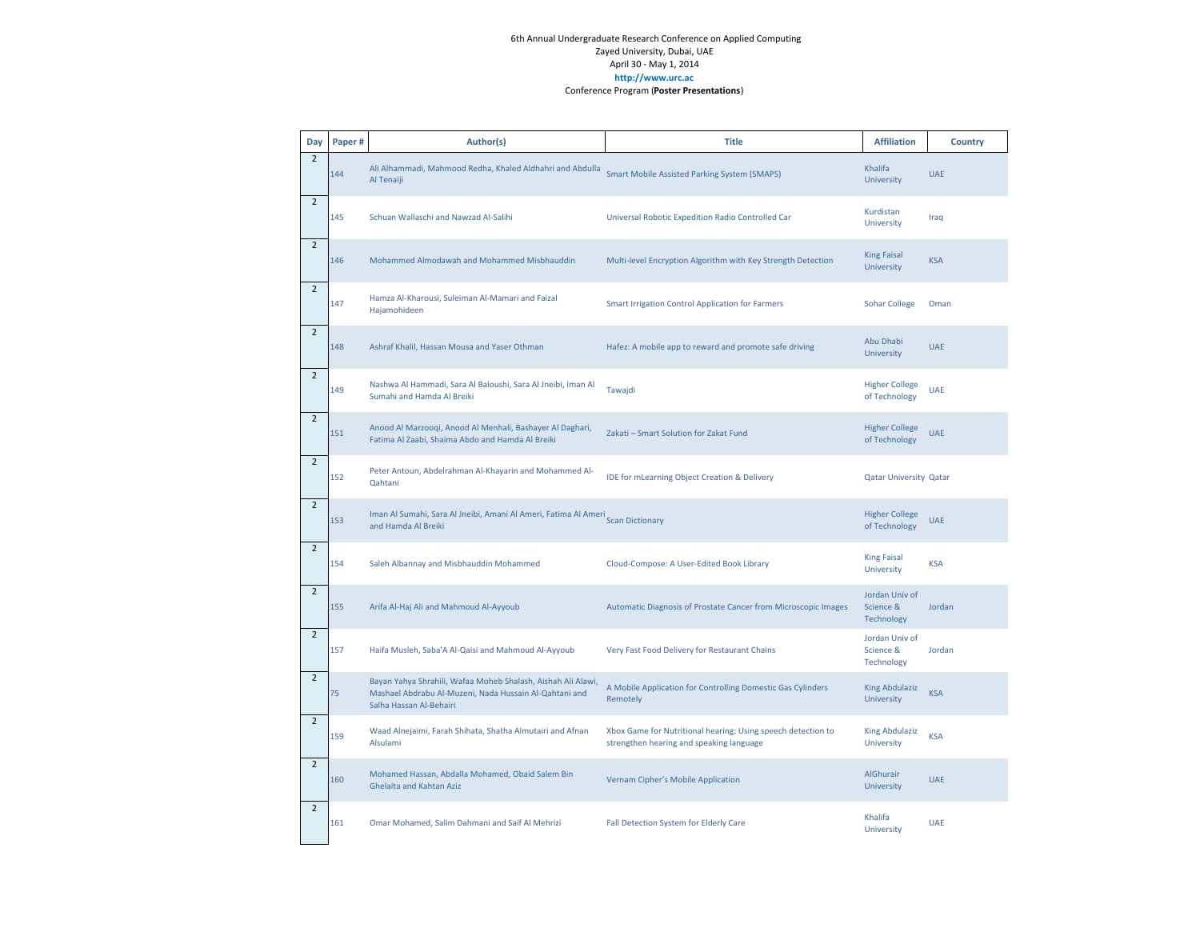6th Annual Undergraduate Research Conference on Applied Computing
Zayed University, Dubai, UAE
April 30 - May 1, 2014
**http://www.urc.ac**
Conference Program (**Poster Presentations**)

| Day | Paper # | Author(s) | Title | Affiliation | Country |
|---|---|---|---|---|---|
| 2 | 144 | Ali Alhammadi, Mahmood Redha, Khaled Aldhahri and Abdulla Al Tenaiji | Smart Mobile Assisted Parking System (SMAPS) | Khalifa University | UAE |
| 2 | 145 | Schuan Wallaschi and Nawzad Al-Salihi | Universal Robotic Expedition Radio Controlled Car | Kurdistan University | Iraq |
| 2 | 146 | Mohammed Almodawah and Mohammed Misbhauddin | Multi-level Encryption Algorithm with Key Strength Detection | King Faisal University | KSA |
| 2 | 147 | Hamza Al-Kharousi, Suleiman Al-Mamari and Faizal Hajamohideen | Smart Irrigation Control Application for Farmers | Sohar College | Oman |
| 2 | 148 | Ashraf Khalil, Hassan Mousa and Yaser Othman | Hafez: A mobile app to reward and promote safe driving | Abu Dhabi University | UAE |
| 2 | 149 | Nashwa Al Hammadi, Sara Al Baloushi, Sara Al Jneibi, Iman Al Sumahi and Hamda Al Breiki | Tawajdi | Higher College of Technology | UAE |
| 2 | 151 | Anood Al Marzooqi, Anood Al Menhali, Bashayer Al Daghari, Fatima Al Zaabi, Shaima Abdo and Hamda Al Breiki | Zakati – Smart Solution for Zakat Fund | Higher College of Technology | UAE |
| 2 | 152 | Peter Antoun, Abdelrahman Al-Khayarin and Mohammed Al-Qahtani | IDE for mLearning Object Creation & Delivery | Qatar University | Qatar |
| 2 | 153 | Iman Al Sumahi, Sara Al Jneibi, Amani Al Ameri, Fatima Al Ameri and Hamda Al Breiki | Scan Dictionary | Higher College of Technology | UAE |
| 2 | 154 | Saleh Albannay and Misbhauddin Mohammed | Cloud-Compose: A User-Edited Book Library | King Faisal University | KSA |
| 2 | 155 | Arifa Al-Haj Ali and Mahmoud Al-Ayyoub | Automatic Diagnosis of Prostate Cancer from Microscopic Images | Jordan Univ of Science & Technology | Jordan |
| 2 | 157 | Haifa Musleh, Saba'A Al-Qaisi and Mahmoud Al-Ayyoub | Very Fast Food Delivery for Restaurant Chains | Jordan Univ of Science & Technology | Jordan |
| 2 | 75 | Bayan Yahya Shrahili, Wafaa Moheb Shalash, Aishah Ali Alawi, Mashael Abdrabu Al-Muzeni, Nada Hussain Al-Qahtani and Salha Hassan Al-Behairi | A Mobile Application for Controlling Domestic Gas Cylinders Remotely | King Abdulaziz University | KSA |
| 2 | 159 | Waad Alnejaimi, Farah Shihata, Shatha Almutairi and Afnan Alsulami | Xbox Game for Nutritional hearing: Using speech detection to strengthen hearing and speaking language | King Abdulaziz University | KSA |
| 2 | 160 | Mohamed Hassan, Abdalla Mohamed, Obaid Salem Bin Ghelaita and Kahtan Aziz | Vernam Cipher's Mobile Application | AlGhurair University | UAE |
| 2 | 161 | Omar Mohamed, Salim Dahmani and Saif Al Mehrizi | Fall Detection System for Elderly Care | Khalifa University | UAE |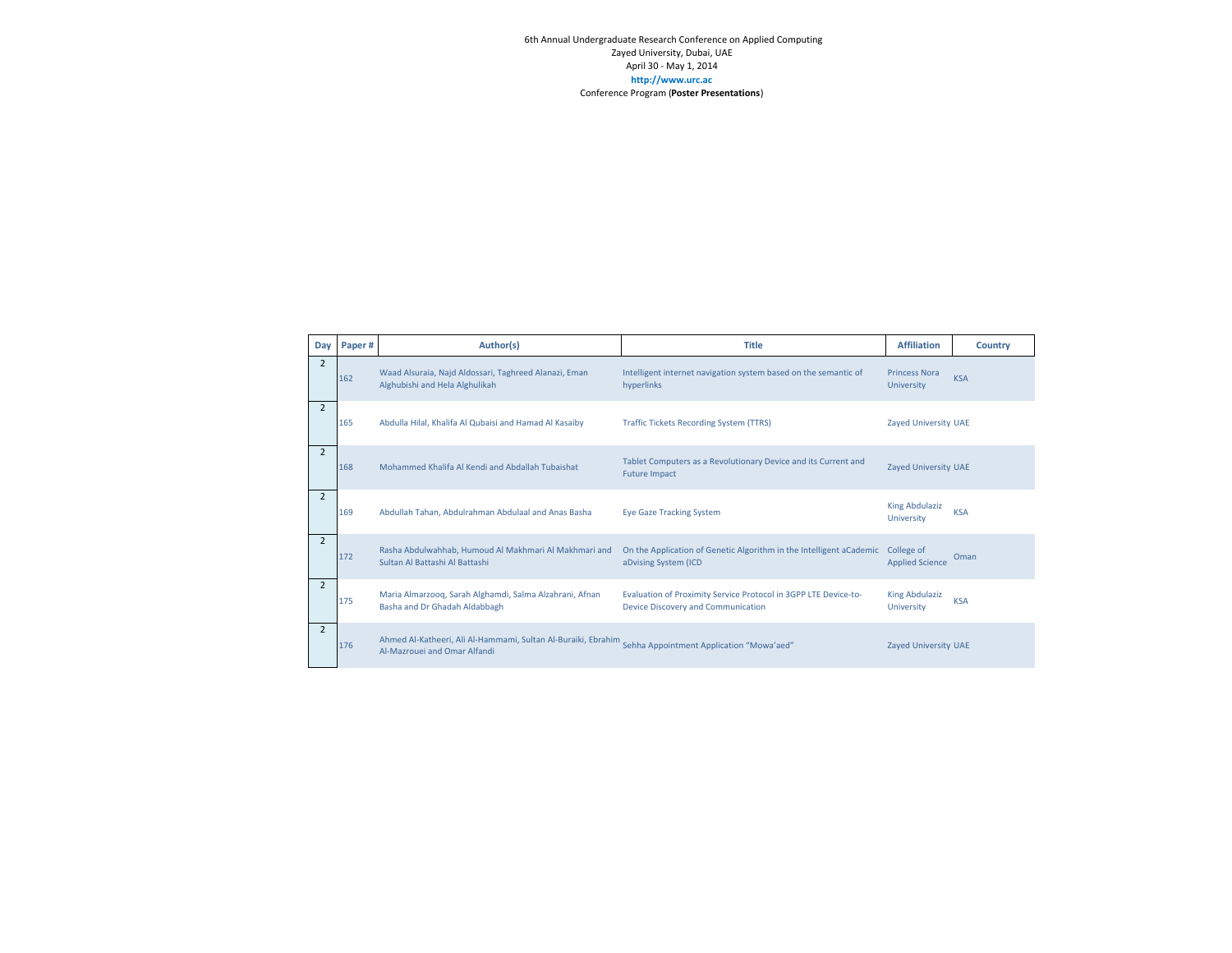6th Annual Undergraduate Research Conference on Applied Computing
Zayed University, Dubai, UAE
April 30 - May 1, 2014
**http://www.urc.ac**
Conference Program (**Poster Presentations**)

| Day | Paper # | Author(s) | Title | Affiliation | Country |
|---|---|---|---|---|---|
| 2 | 162 | Waad Alsuraia, Najd Aldossari, Taghreed Alanazi, Eman Alghubishi and Hela Alghulikah | Intelligent internet navigation system based on the semantic of hyperlinks | Princess Nora University | KSA |
| 2 | 165 | Abdulla Hilal, Khalifa Al Qubaisi and Hamad Al Kasaiby | Traffic Tickets Recording System (TTRS) | Zayed University | UAE |
| 2 | 168 | Mohammed Khalifa Al Kendi and Abdallah Tubaishat | Tablet Computers as a Revolutionary Device and its Current and Future Impact | Zayed University | UAE |
| 2 | 169 | Abdullah Tahan, Abdulrahman Abdulaal and Anas Basha | Eye Gaze Tracking System | King Abdulaziz University | KSA |
| 2 | 172 | Rasha Abdulwahhab, Humoud Al Makhmari Al Makhmari and Sultan Al Battashi Al Battashi | On the Application of Genetic Algorithm in the Intelligent aCademic aDvising System (ICD | College of Applied Science | Oman |
| 2 | 175 | Maria Almarzooq, Sarah Alghamdi, Salma Alzahrani, Afnan Basha and Dr Ghadah Aldabbagh | Evaluation of Proximity Service Protocol in 3GPP LTE Device-to-Device Discovery and Communication | King Abdulaziz University | KSA |
| 2 | 176 | Ahmed Al-Katheeri, Ali Al-Hammami, Sultan Al-Buraiki, Ebrahim Al-Mazrouei and Omar Alfandi | Sehha Appointment Application "Mowa'aed" | Zayed University | UAE |